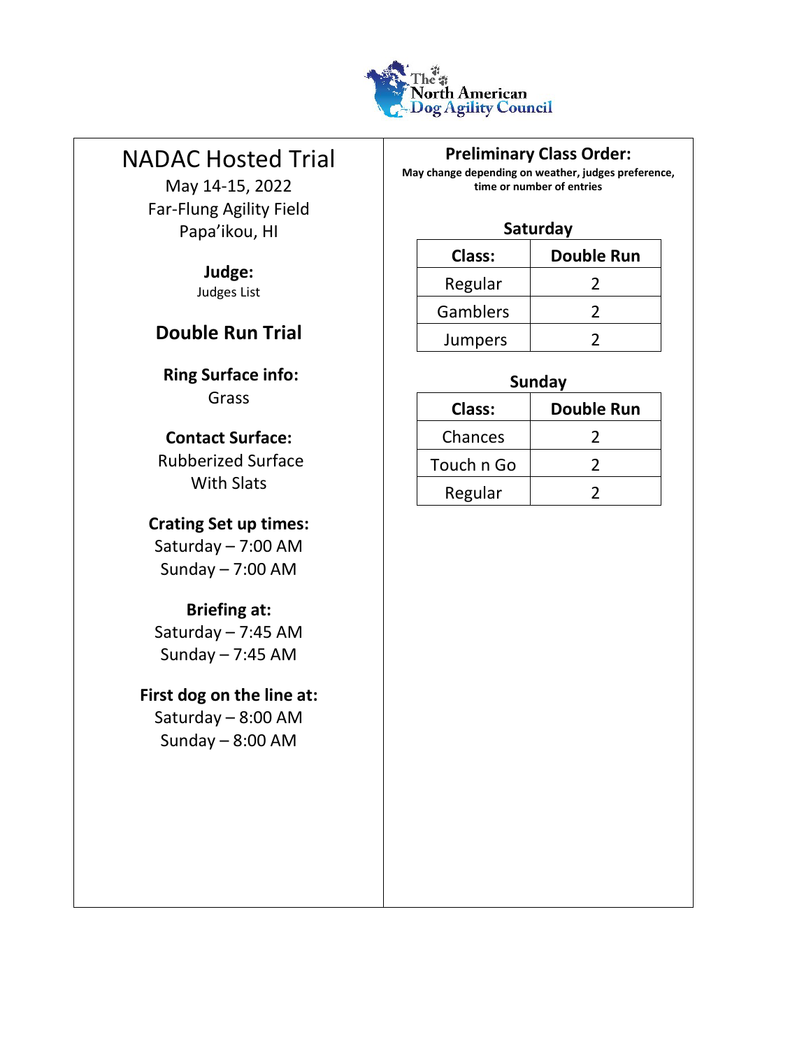The North American Dog Agility Council

# NADAC Hosted Trial

May 14-15, 2022
Far-Flung Agility Field
Papa'ikou, HI

**Judge:**
Judges List

## Double Run Trial

**Ring Surface info:**
Grass

**Contact Surface:**
Rubberized Surface
With Slats

**Crating Set up times:**
Saturday – 7:00 AM
Sunday – 7:00 AM

**Briefing at:**
Saturday – 7:45 AM
Sunday – 7:45 AM

**First dog on the line at:**
Saturday – 8:00 AM
Sunday – 8:00 AM

## Preliminary Class Order:

**May change depending on weather, judges preference, time or number of entries**

### Saturday

| Class: | Double Run |
|---|---|
| Regular | 2 |
| Gamblers | 2 |
| Jumpers | 2 |

### Sunday

| Class: | Double Run |
|---|---|
| Chances | 2 |
| Touch n Go | 2 |
| Regular | 2 |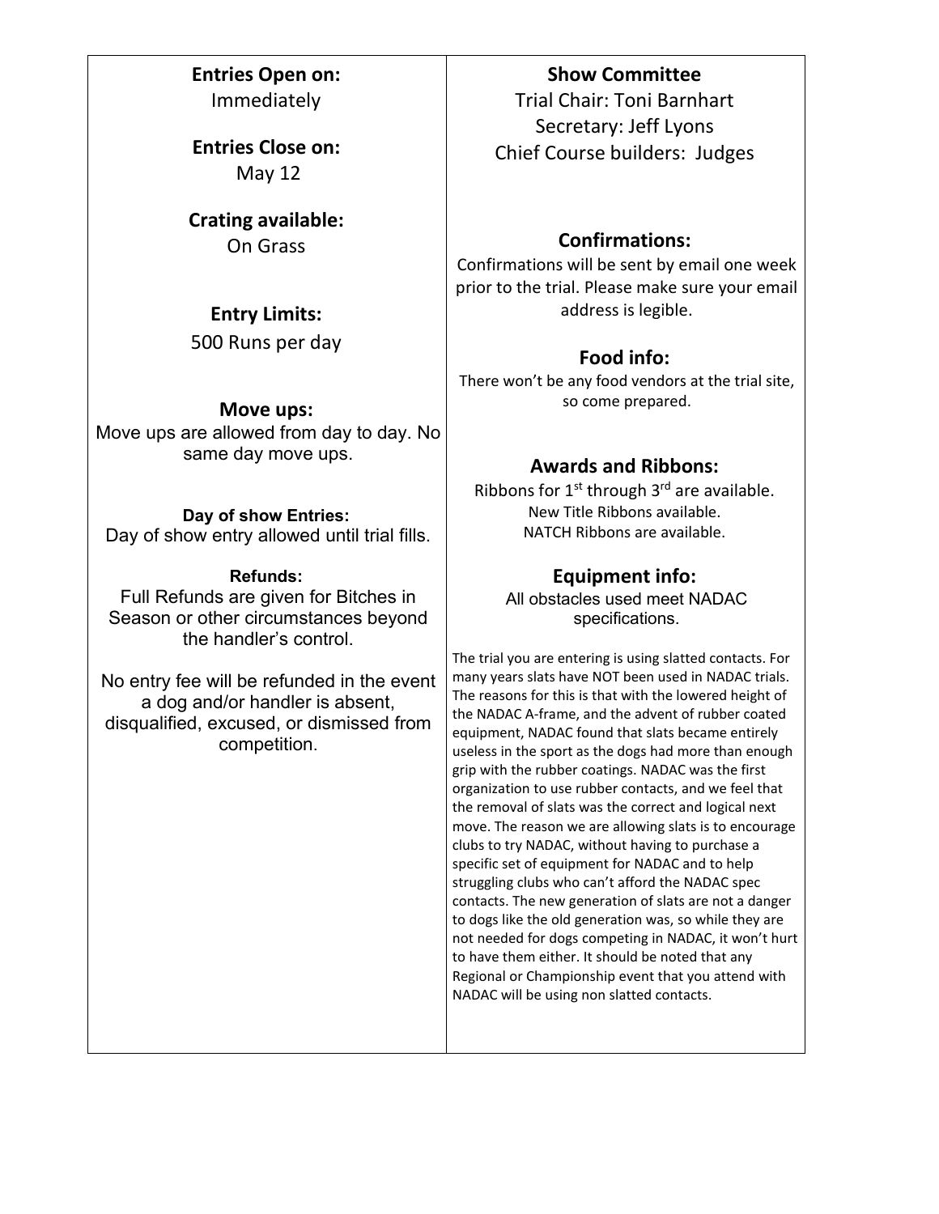**Entries Open on:**
Immediately

**Entries Close on:**
May 12

**Crating available:**
On Grass

**Entry Limits:**
500 Runs per day

**Move ups:**
Move ups are allowed from day to day. No same day move ups.

**Day of show Entries:**
Day of show entry allowed until trial fills.

**Refunds:**
Full Refunds are given for Bitches in Season or other circumstances beyond the handler's control.

No entry fee will be refunded in the event a dog and/or handler is absent, disqualified, excused, or dismissed from competition.

**Show Committee**
Trial Chair: Toni Barnhart
Secretary: Jeff Lyons
Chief Course builders: Judges

**Confirmations:**
Confirmations will be sent by email one week prior to the trial. Please make sure your email address is legible.

**Food info:**
There won't be any food vendors at the trial site, so come prepared.

**Awards and Ribbons:**
Ribbons for 1st through 3rd are available.
New Title Ribbons available.
NATCH Ribbons are available.

**Equipment info:**
All obstacles used meet NADAC specifications.

The trial you are entering is using slatted contacts. For many years slats have NOT been used in NADAC trials. The reasons for this is that with the lowered height of the NADAC A-frame, and the advent of rubber coated equipment, NADAC found that slats became entirely useless in the sport as the dogs had more than enough grip with the rubber coatings. NADAC was the first organization to use rubber contacts, and we feel that the removal of slats was the correct and logical next move. The reason we are allowing slats is to encourage clubs to try NADAC, without having to purchase a specific set of equipment for NADAC and to help struggling clubs who can't afford the NADAC spec contacts. The new generation of slats are not a danger to dogs like the old generation was, so while they are not needed for dogs competing in NADAC, it won't hurt to have them either. It should be noted that any Regional or Championship event that you attend with NADAC will be using non slatted contacts.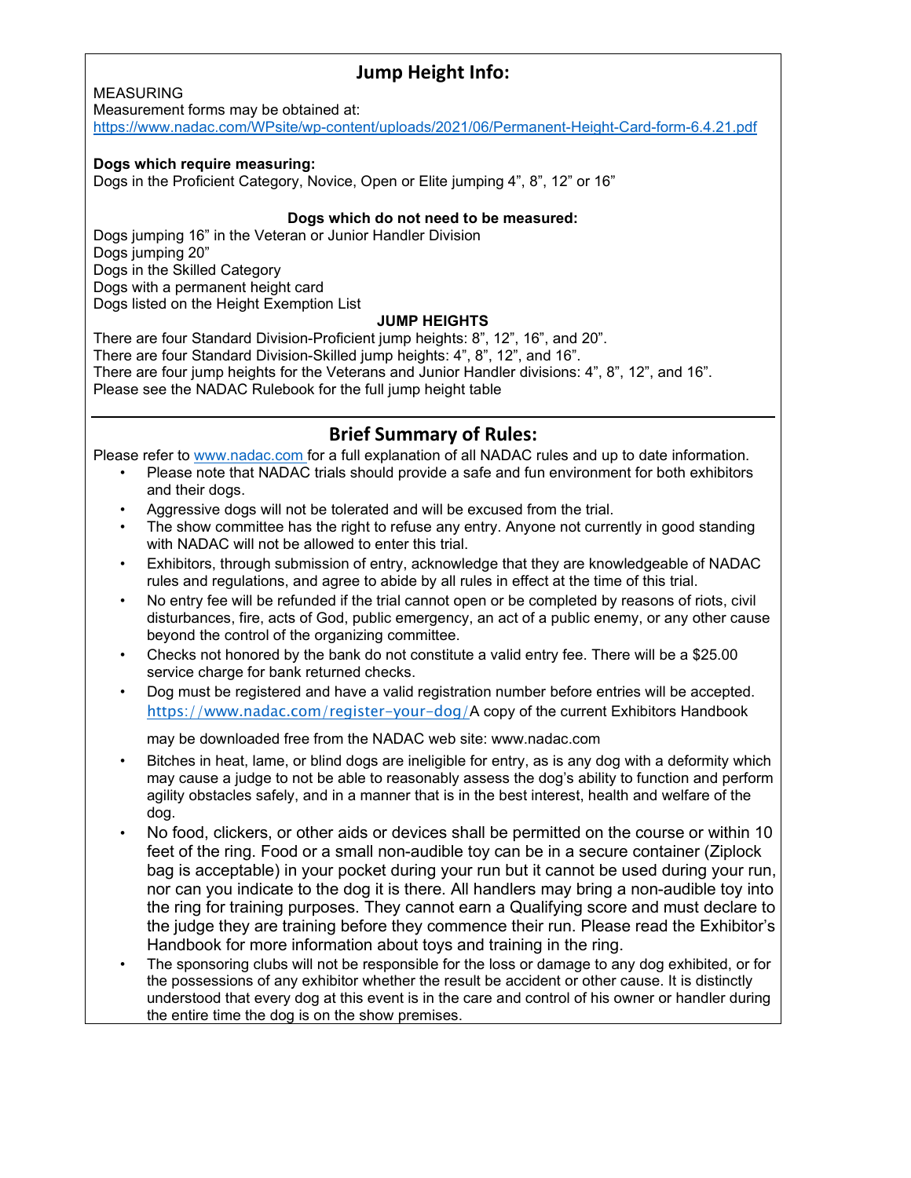## Jump Height Info:

MEASURING
Measurement forms may be obtained at:
https://www.nadac.com/WPsite/wp-content/uploads/2021/06/Permanent-Height-Card-form-6.4.21.pdf

**Dogs which require measuring:**
Dogs in the Proficient Category, Novice, Open or Elite jumping 4", 8", 12" or 16"

**Dogs which do not need to be measured:**
Dogs jumping 16" in the Veteran or Junior Handler Division
Dogs jumping 20"
Dogs in the Skilled Category
Dogs with a permanent height card
Dogs listed on the Height Exemption List

**JUMP HEIGHTS**
There are four Standard Division-Proficient jump heights: 8", 12", 16", and 20".
There are four Standard Division-Skilled jump heights: 4", 8", 12", and 16".
There are four jump heights for the Veterans and Junior Handler divisions: 4", 8", 12", and 16".
Please see the NADAC Rulebook for the full jump height table

## Brief Summary of Rules:

Please refer to www.nadac.com for a full explanation of all NADAC rules and up to date information.

- Please note that NADAC trials should provide a safe and fun environment for both exhibitors and their dogs.
- Aggressive dogs will not be tolerated and will be excused from the trial.
- The show committee has the right to refuse any entry. Anyone not currently in good standing with NADAC will not be allowed to enter this trial.
- Exhibitors, through submission of entry, acknowledge that they are knowledgeable of NADAC rules and regulations, and agree to abide by all rules in effect at the time of this trial.
- No entry fee will be refunded if the trial cannot open or be completed by reasons of riots, civil disturbances, fire, acts of God, public emergency, an act of a public enemy, or any other cause beyond the control of the organizing committee.
- Checks not honored by the bank do not constitute a valid entry fee. There will be a $25.00 service charge for bank returned checks.
- Dog must be registered and have a valid registration number before entries will be accepted. https://www.nadac.com/register-your-dog/ A copy of the current Exhibitors Handbook

  may be downloaded free from the NADAC web site: www.nadac.com
- Bitches in heat, lame, or blind dogs are ineligible for entry, as is any dog with a deformity which may cause a judge to not be able to reasonably assess the dog's ability to function and perform agility obstacles safely, and in a manner that is in the best interest, health and welfare of the dog.
- No food, clickers, or other aids or devices shall be permitted on the course or within 10 feet of the ring. Food or a small non-audible toy can be in a secure container (Ziplock bag is acceptable) in your pocket during your run but it cannot be used during your run, nor can you indicate to the dog it is there. All handlers may bring a non-audible toy into the ring for training purposes. They cannot earn a Qualifying score and must declare to the judge they are training before they commence their run. Please read the Exhibitor's Handbook for more information about toys and training in the ring.
- The sponsoring clubs will not be responsible for the loss or damage to any dog exhibited, or for the possessions of any exhibitor whether the result be accident or other cause. It is distinctly understood that every dog at this event is in the care and control of his owner or handler during the entire time the dog is on the show premises.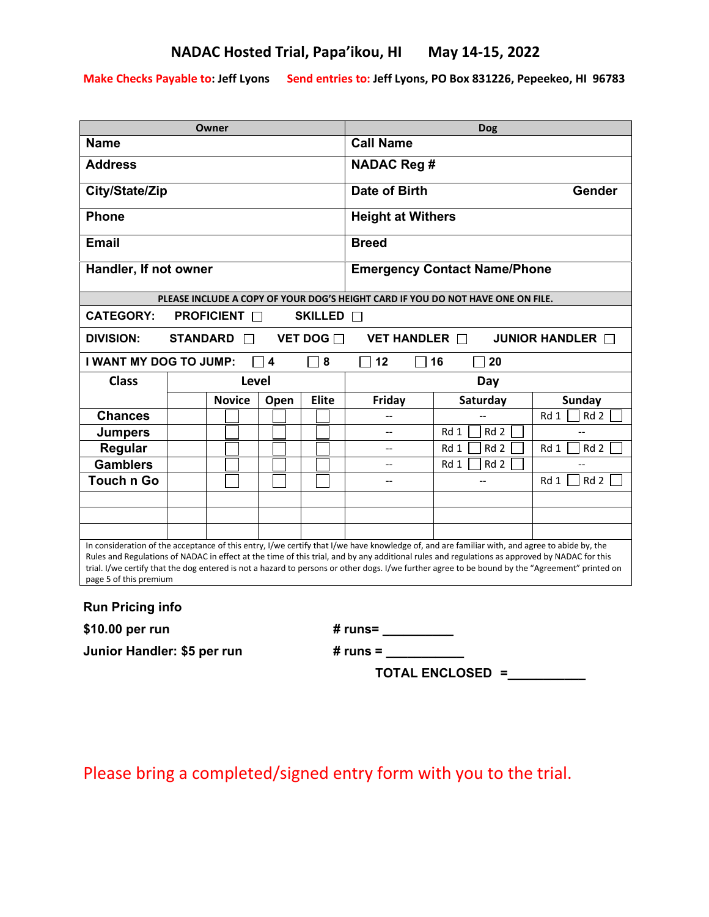# NADAC Hosted Trial, Papa'ikou, HI May 14-15, 2022

**Make Checks Payable to: Jeff Lyons** **Send entries to: Jeff Lyons, PO Box 831226, Pepeekeo, HI 96783**

| Owner | Dog | |
|---|---|---|
| **Name** | **Call Name** | |
| **Address** | **NADAC Reg #** | |
| **City/State/Zip** | **Date of Birth** | **Gender** |
| **Phone** | **Height at Withers** | |
| **Email** | **Breed** | |
| **Handler, If not owner** | **Emergency Contact Name/Phone** | |

PLEASE INCLUDE A COPY OF YOUR DOG'S HEIGHT CARD IF YOU DO NOT HAVE ONE ON FILE.

**CATEGORY:** PROFICIENT ☐ SKILLED ☐

**DIVISION:** STANDARD ☐ VET DOG ☐ VET HANDLER ☐ JUNIOR HANDLER ☐

**I WANT MY DOG TO JUMP:** ☐ 4 ☐ 8 ☐ 12 ☐ 16 ☐ 20

| Class | Level | | | | Day | | |
|---|---|---|---|---|---|---|---|
| | | Novice | Open | Elite | Friday | Saturday | Sunday |
| Chances | | ☐ | ☐ | ☐ | -- | -- | Rd 1 ☐ Rd 2 ☐ |
| Jumpers | | ☐ | ☐ | ☐ | -- | Rd 1 ☐ Rd 2 ☐ | -- |
| Regular | | ☐ | ☐ | ☐ | -- | Rd 1 ☐ Rd 2 ☐ | Rd 1 ☐ Rd 2 ☐ |
| Gamblers | | ☐ | ☐ | ☐ | -- | Rd 1 ☐ Rd 2 ☐ | -- |
| Touch n Go | | ☐ | ☐ | ☐ | -- | -- | Rd 1 ☐ Rd 2 ☐ |
| | | | | | | | |
| | | | | | | | |
| | | | | | | | |

In consideration of the acceptance of this entry, I/we certify that I/we have knowledge of, and are familiar with, and agree to abide by, the Rules and Regulations of NADAC in effect at the time of this trial, and by any additional rules and regulations as approved by NADAC for this trial. I/we certify that the dog entered is not a hazard to persons or other dogs. I/we further agree to be bound by the "Agreement" printed on page 5 of this premium

**Run Pricing info**

**$10.00 per run** **# runs= __________**

**Junior Handler: $5 per run** **# runs = ___________**

**TOTAL ENCLOSED =___________**

Please bring a completed/signed entry form with you to the trial.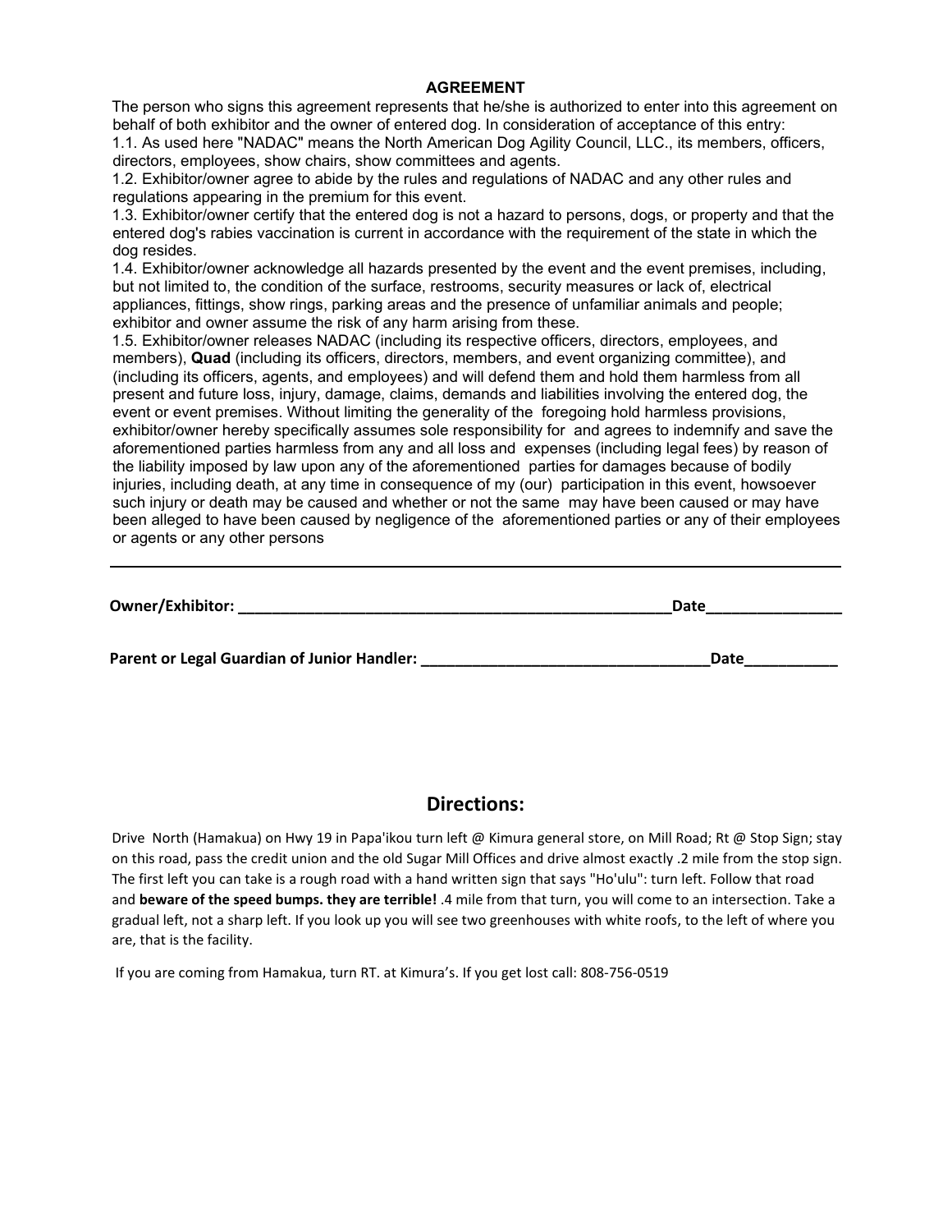## AGREEMENT

The person who signs this agreement represents that he/she is authorized to enter into this agreement on behalf of both exhibitor and the owner of entered dog. In consideration of acceptance of this entry:

1.1. As used here "NADAC" means the North American Dog Agility Council, LLC., its members, officers, directors, employees, show chairs, show committees and agents.

1.2. Exhibitor/owner agree to abide by the rules and regulations of NADAC and any other rules and regulations appearing in the premium for this event.

1.3. Exhibitor/owner certify that the entered dog is not a hazard to persons, dogs, or property and that the entered dog's rabies vaccination is current in accordance with the requirement of the state in which the dog resides.

1.4. Exhibitor/owner acknowledge all hazards presented by the event and the event premises, including, but not limited to, the condition of the surface, restrooms, security measures or lack of, electrical appliances, fittings, show rings, parking areas and the presence of unfamiliar animals and people; exhibitor and owner assume the risk of any harm arising from these.

1.5. Exhibitor/owner releases NADAC (including its respective officers, directors, employees, and members), **Quad** (including its officers, directors, members, and event organizing committee), and (including its officers, agents, and employees) and will defend them and hold them harmless from all present and future loss, injury, damage, claims, demands and liabilities involving the entered dog, the event or event premises. Without limiting the generality of the foregoing hold harmless provisions, exhibitor/owner hereby specifically assumes sole responsibility for and agrees to indemnify and save the aforementioned parties harmless from any and all loss and expenses (including legal fees) by reason of the liability imposed by law upon any of the aforementioned parties for damages because of bodily injuries, including death, at any time in consequence of my (our) participation in this event, howsoever such injury or death may be caused and whether or not the same may have been caused or may have been alleged to have been caused by negligence of the aforementioned parties or any of their employees or agents or any other persons

---

**Owner/Exhibitor: _______________________________________________________Date________________**

**Parent or Legal Guardian of Junior Handler: __________________________________Date___________**

## Directions:

Drive North (Hamakua) on Hwy 19 in Papa'ikou turn left @ Kimura general store, on Mill Road; Rt @ Stop Sign; stay on this road, pass the credit union and the old Sugar Mill Offices and drive almost exactly .2 mile from the stop sign. The first left you can take is a rough road with a hand written sign that says "Ho'ulu": turn left. Follow that road and **beware of the speed bumps. they are terrible!** .4 mile from that turn, you will come to an intersection. Take a gradual left, not a sharp left. If you look up you will see two greenhouses with white roofs, to the left of where you are, that is the facility.

If you are coming from Hamakua, turn RT. at Kimura's. If you get lost call: 808-756-0519